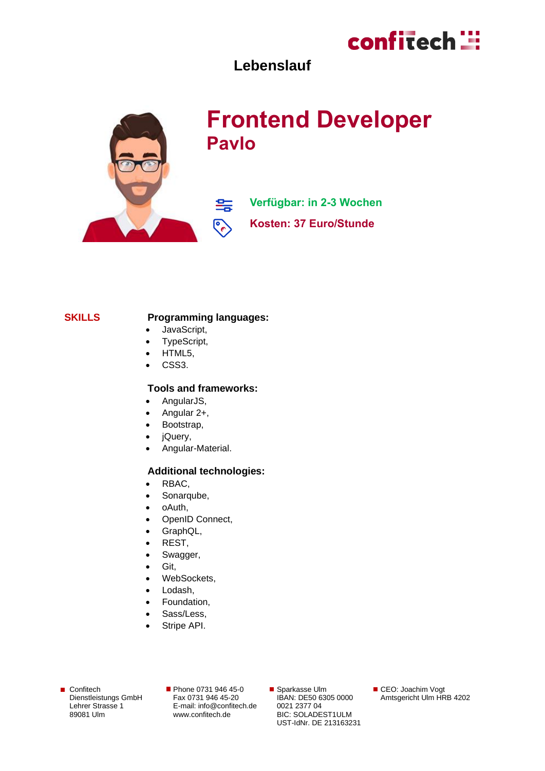confitech

# Lebenslauf

# Frontend Developer

## Pavlo

**Verfügbar: in 2-3 Wochen**

**Kosten: 37 Euro/Stunde**

## SKILLS

### Programming languages:

- JavaScript,
- TypeScript,
- HTML5,
- CSS3.

### Tools and frameworks:

- AngularJS,
- Angular 2+,
- Bootstrap,
- jQuery,
- Angular-Material.

### Additional technologies:

- RBAC,
- Sonarqube,
- oAuth,
- OpenID Connect,
- GraphQL,
- REST,
- Swagger,
- Git,
- WebSockets,
- Lodash,
- Foundation,
- Sass/Less,
- Stripe API.

Confitech Dienstleistungs GmbH
Lehrer Strasse 1
89081 Ulm

Phone 0731 946 45-0
Fax 0731 946 45-20
E-mail: info@confitech.de
www.confitech.de

Sparkasse Ulm
IBAN: DE50 6305 0000 0021 2377 04
BIC: SOLADEST1ULM
UST-IdNr. DE 213163231

CEO: Joachim Vogt
Amtsgericht Ulm HRB 4202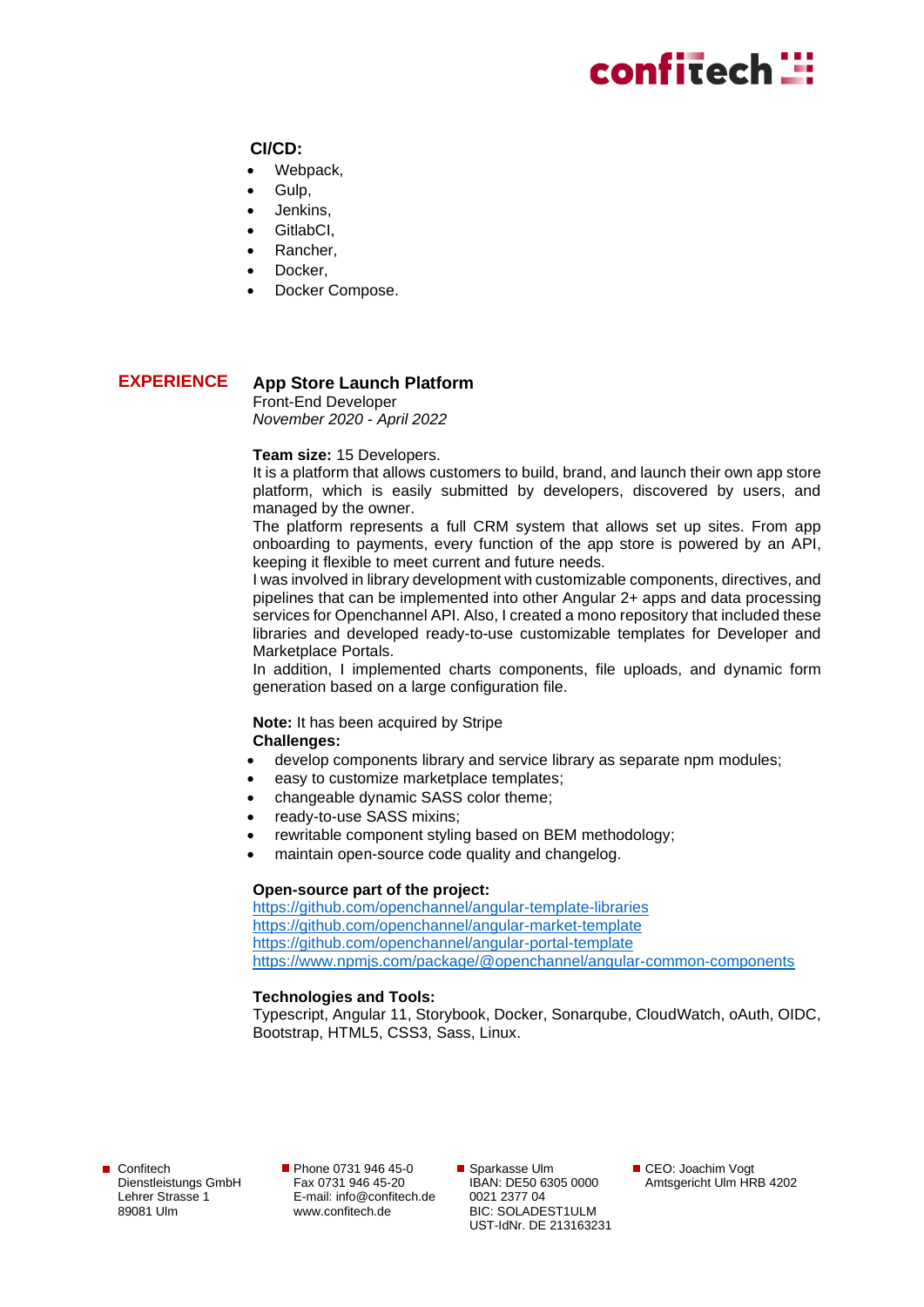**CI/CD:**

- Webpack,
- Gulp,
- Jenkins,
- GitlabCI,
- Rancher,
- Docker,
- Docker Compose.

## EXPERIENCE

### App Store Launch Platform

Front-End Developer
*November 2020 - April 2022*

**Team size:** 15 Developers.
It is a platform that allows customers to build, brand, and launch their own app store platform, which is easily submitted by developers, discovered by users, and managed by the owner.
The platform represents a full CRM system that allows set up sites. From app onboarding to payments, every function of the app store is powered by an API, keeping it flexible to meet current and future needs.
I was involved in library development with customizable components, directives, and pipelines that can be implemented into other Angular 2+ apps and data processing services for Openchannel API. Also, I created a mono repository that included these libraries and developed ready-to-use customizable templates for Developer and Marketplace Portals.
In addition, I implemented charts components, file uploads, and dynamic form generation based on a large configuration file.

**Note:** It has been acquired by Stripe
**Challenges:**

- develop components library and service library as separate npm modules;
- easy to customize marketplace templates;
- changeable dynamic SASS color theme;
- ready-to-use SASS mixins;
- rewritable component styling based on BEM methodology;
- maintain open-source code quality and changelog.

**Open-source part of the project:**
https://github.com/openchannel/angular-template-libraries
https://github.com/openchannel/angular-market-template
https://github.com/openchannel/angular-portal-template
https://www.npmjs.com/package/@openchannel/angular-common-components

**Technologies and Tools:**
Typescript, Angular 11, Storybook, Docker, Sonarqube, CloudWatch, oAuth, OIDC, Bootstrap, HTML5, CSS3, Sass, Linux.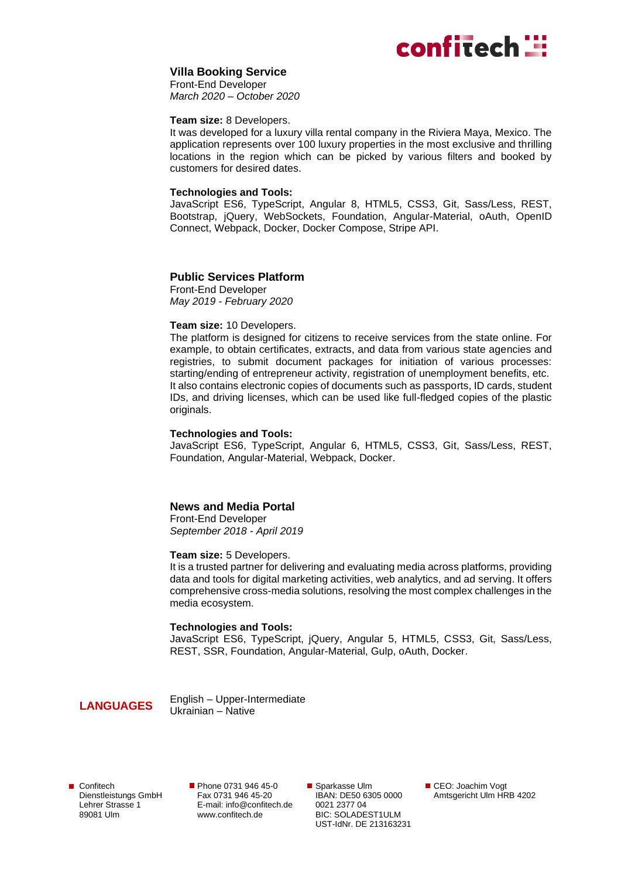### Villa Booking Service

Front-End Developer
*March 2020 – October 2020*

**Team size:** 8 Developers.
It was developed for a luxury villa rental company in the Riviera Maya, Mexico. The application represents over 100 luxury properties in the most exclusive and thrilling locations in the region which can be picked by various filters and booked by customers for desired dates.

**Technologies and Tools:**
JavaScript ES6, TypeScript, Angular 8, HTML5, CSS3, Git, Sass/Less, REST, Bootstrap, jQuery, WebSockets, Foundation, Angular-Material, oAuth, OpenID Connect, Webpack, Docker, Docker Compose, Stripe API.

### Public Services Platform

Front-End Developer
*May 2019 - February 2020*

**Team size:** 10 Developers.
The platform is designed for citizens to receive services from the state online. For example, to obtain certificates, extracts, and data from various state agencies and registries, to submit document packages for initiation of various processes: starting/ending of entrepreneur activity, registration of unemployment benefits, etc.
It also contains electronic copies of documents such as passports, ID cards, student IDs, and driving licenses, which can be used like full-fledged copies of the plastic originals.

**Technologies and Tools:**
JavaScript ES6, TypeScript, Angular 6, HTML5, CSS3, Git, Sass/Less, REST, Foundation, Angular-Material, Webpack, Docker.

### News and Media Portal

Front-End Developer
*September 2018 - April 2019*

**Team size:** 5 Developers.
It is a trusted partner for delivering and evaluating media across platforms, providing data and tools for digital marketing activities, web analytics, and ad serving. It offers comprehensive cross-media solutions, resolving the most complex challenges in the media ecosystem.

**Technologies and Tools:**
JavaScript ES6, TypeScript, jQuery, Angular 5, HTML5, CSS3, Git, Sass/Less, REST, SSR, Foundation, Angular-Material, Gulp, oAuth, Docker.

## LANGUAGES

English – Upper-Intermediate
Ukrainian – Native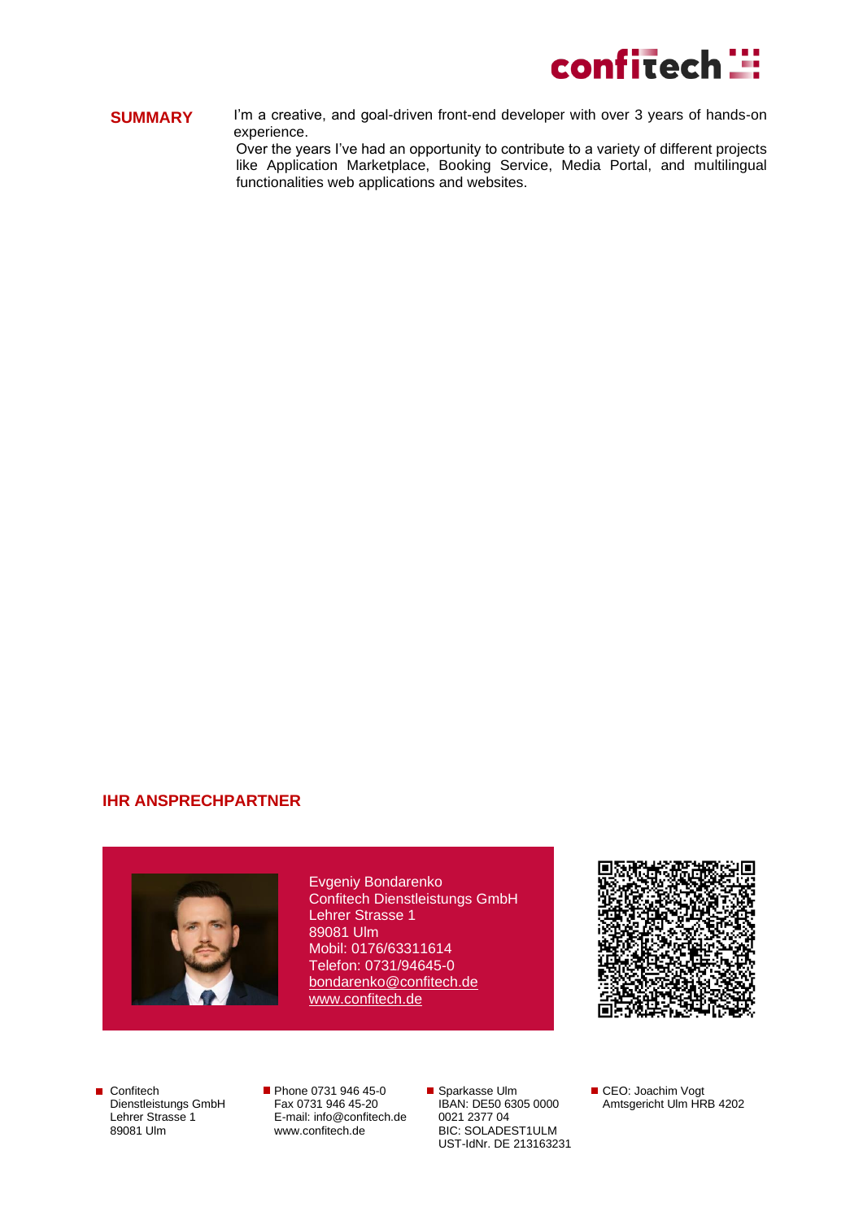**SUMMARY**

I'm a creative, and goal-driven front-end developer with over 3 years of hands-on experience.
Over the years I've had an opportunity to contribute to a variety of different projects like Application Marketplace, Booking Service, Media Portal, and multilingual functionalities web applications and websites.

## IHR ANSPRECHPARTNER

Evgeniy Bondarenko
Confitech Dienstleistungs GmbH
Lehrer Strasse 1
89081 Ulm
Mobil: 0176/63311614
Telefon: 0731/94645-0
bondarenko@confitech.de
www.confitech.de

- Confitech Dienstleistungs GmbH
  Lehrer Strasse 1
  89081 Ulm
- Phone 0731 946 45-0
  Fax 0731 946 45-20
  E-mail: info@confitech.de
  www.confitech.de
- Sparkasse Ulm
  IBAN: DE50 6305 0000 0021 2377 04
  BIC: SOLADEST1ULM
  UST-IdNr. DE 213163231
- CEO: Joachim Vogt
  Amtsgericht Ulm HRB 4202